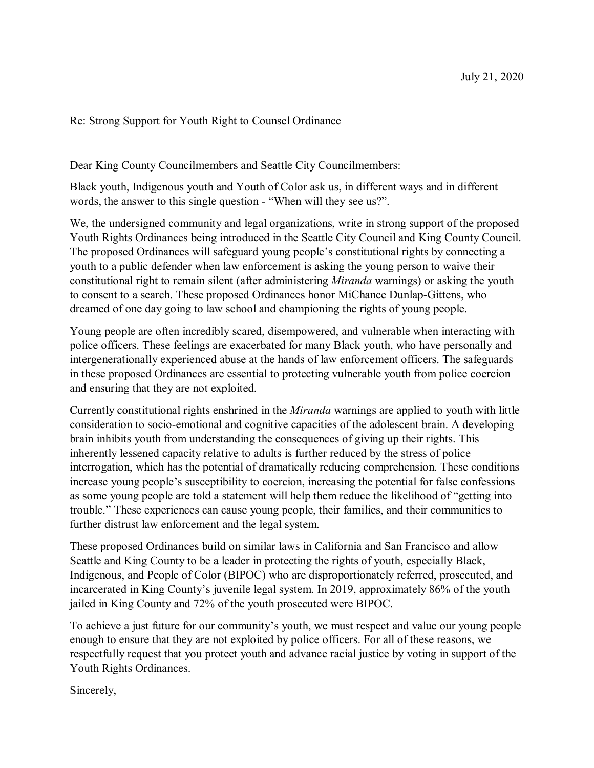July 21, 2020

Re: Strong Support for Youth Right to Counsel Ordinance

Dear King County Councilmembers and Seattle City Councilmembers:

Black youth, Indigenous youth and Youth of Color ask us, in different ways and in different words, the answer to this single question - "When will they see us?".

We, the undersigned community and legal organizations, write in strong support of the proposed Youth Rights Ordinances being introduced in the Seattle City Council and King County Council. The proposed Ordinances will safeguard young people's constitutional rights by connecting a youth to a public defender when law enforcement is asking the young person to waive their constitutional right to remain silent (after administering *Miranda* warnings) or asking the youth to consent to a search. These proposed Ordinances honor MiChance Dunlap-Gittens, who dreamed of one day going to law school and championing the rights of young people.

Young people are often incredibly scared, disempowered, and vulnerable when interacting with police officers. These feelings are exacerbated for many Black youth, who have personally and intergenerationally experienced abuse at the hands of law enforcement officers. The safeguards in these proposed Ordinances are essential to protecting vulnerable youth from police coercion and ensuring that they are not exploited.

Currently constitutional rights enshrined in the *Miranda* warnings are applied to youth with little consideration to socio-emotional and cognitive capacities of the adolescent brain. A developing brain inhibits youth from understanding the consequences of giving up their rights. This inherently lessened capacity relative to adults is further reduced by the stress of police interrogation, which has the potential of dramatically reducing comprehension. These conditions increase young people's susceptibility to coercion, increasing the potential for false confessions as some young people are told a statement will help them reduce the likelihood of "getting into trouble." These experiences can cause young people, their families, and their communities to further distrust law enforcement and the legal system.

These proposed Ordinances build on similar laws in California and San Francisco and allow Seattle and King County to be a leader in protecting the rights of youth, especially Black, Indigenous, and People of Color (BIPOC) who are disproportionately referred, prosecuted, and incarcerated in King County's juvenile legal system. In 2019, approximately 86% of the youth jailed in King County and 72% of the youth prosecuted were BIPOC.

To achieve a just future for our community's youth, we must respect and value our young people enough to ensure that they are not exploited by police officers. For all of these reasons, we respectfully request that you protect youth and advance racial justice by voting in support of the Youth Rights Ordinances.

Sincerely,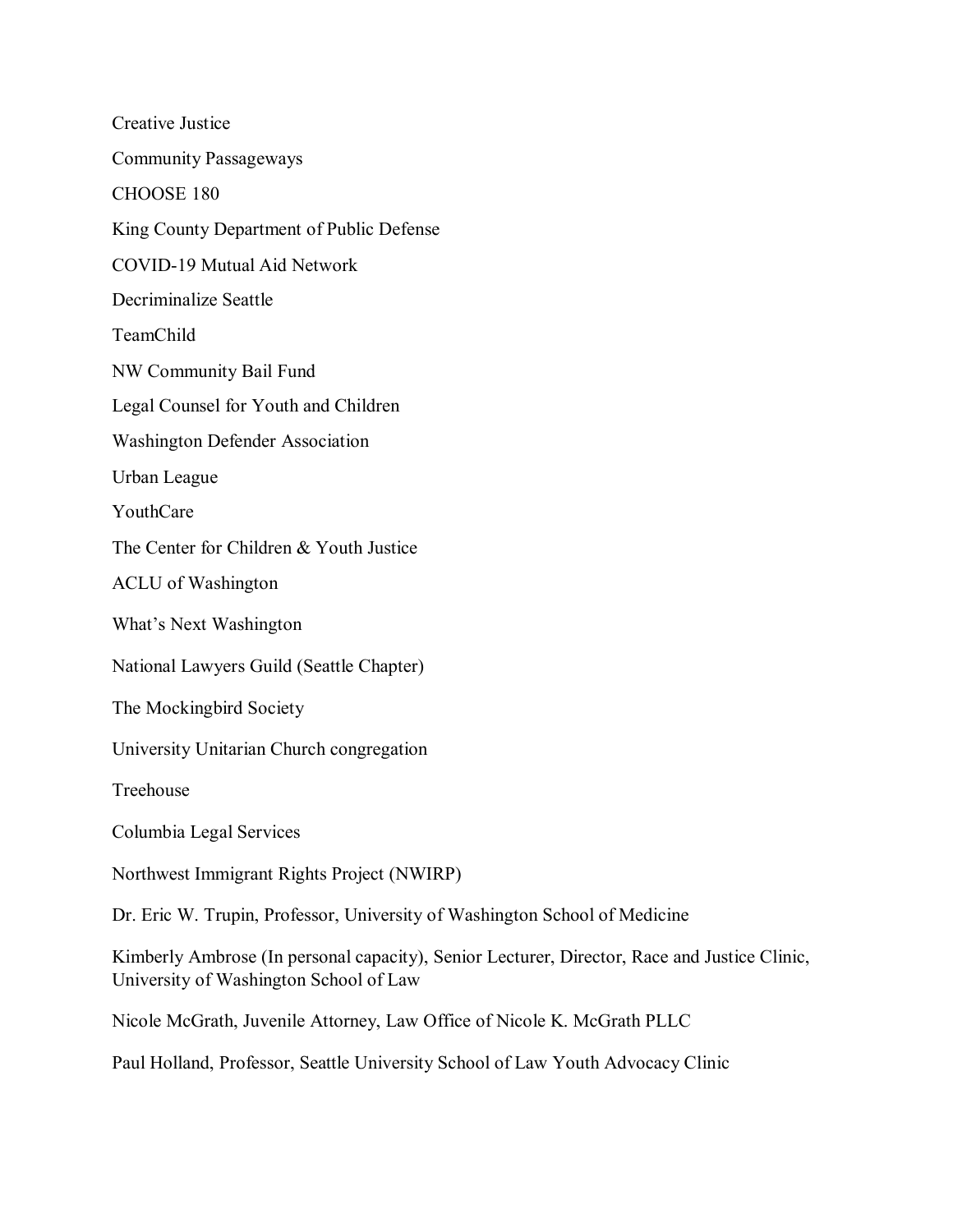Creative Justice

Community Passageways

CHOOSE 180

King County Department of Public Defense

COVID-19 Mutual Aid Network

Decriminalize Seattle

TeamChild

NW Community Bail Fund

Legal Counsel for Youth and Children

Washington Defender Association

Urban League

YouthCare

The Center for Children & Youth Justice

ACLU of Washington

What's Next Washington

National Lawyers Guild (Seattle Chapter)

The Mockingbird Society

University Unitarian Church congregation

Treehouse

Columbia Legal Services

Northwest Immigrant Rights Project (NWIRP)

Dr. Eric W. Trupin, Professor, University of Washington School of Medicine

Kimberly Ambrose (In personal capacity), Senior Lecturer, Director, Race and Justice Clinic, University of Washington School of Law

Nicole McGrath, Juvenile Attorney, Law Office of Nicole K. McGrath PLLC

Paul Holland, Professor, Seattle University School of Law Youth Advocacy Clinic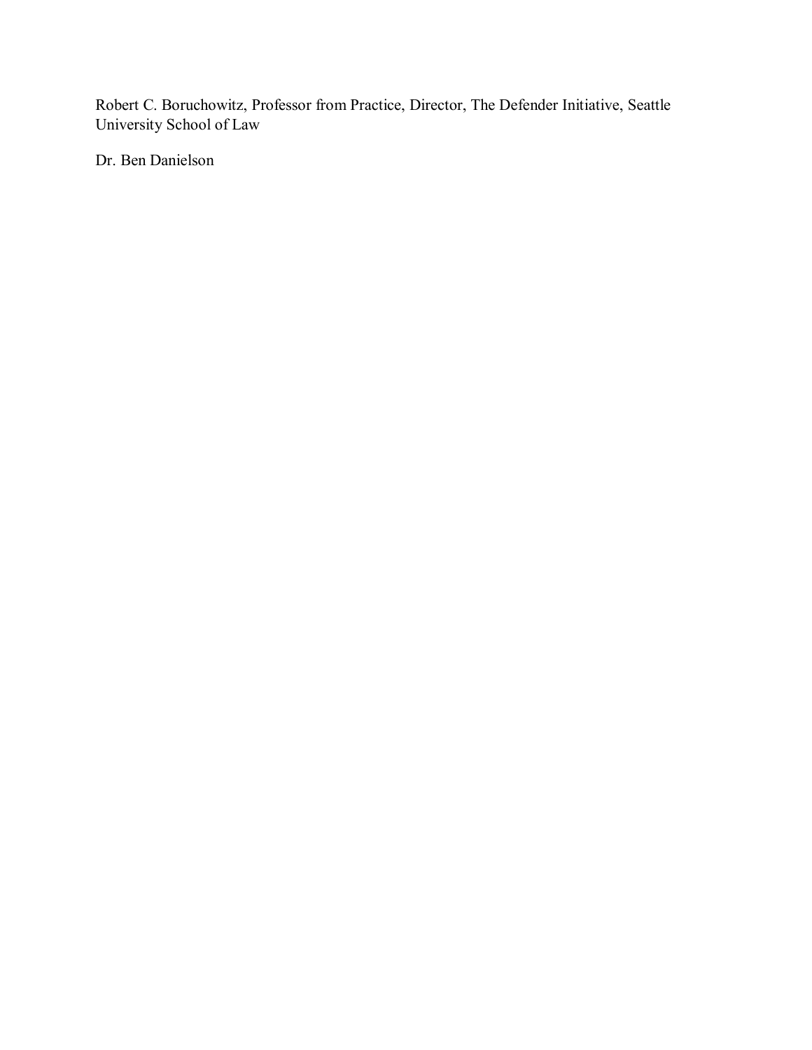Robert C. Boruchowitz, Professor from Practice, Director, The Defender Initiative, Seattle University School of Law

Dr. Ben Danielson